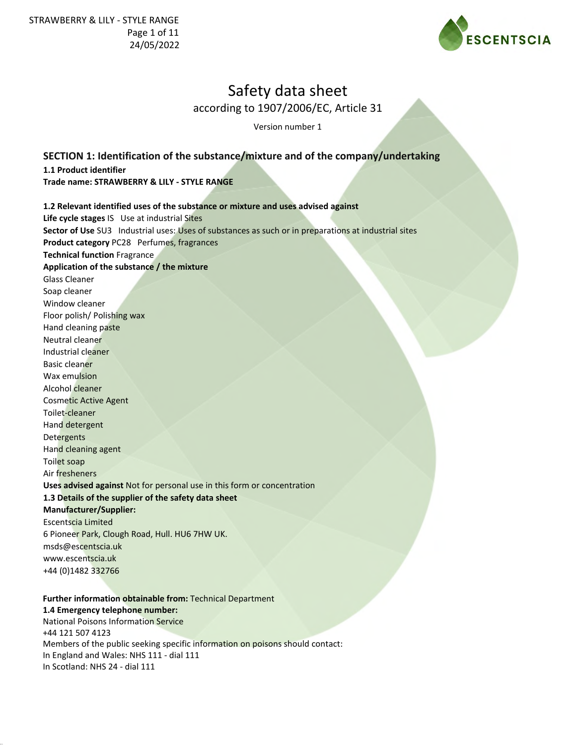# Safety data sheet

according to 1907/2006/EC, Article 31

Version number 1

## SECTION 1: Identification of the substance/mixture and of the company/undertaking

**1.1 Product identifier**

**Trade name: STRAWBERRY & LILY - STYLE RANGE**

**1.2 Relevant identified uses of the substance or mixture and uses advised against**

**Life cycle stages** IS Use at industrial Sites

**Sector of Use** SU3 Industrial uses: Uses of substances as such or in preparations at industrial sites

**Product category** PC28 Perfumes, fragrances

**Technical function** Fragrance

**Application of the substance / the mixture**

Glass Cleaner
Soap cleaner
Window cleaner
Floor polish/ Polishing wax
Hand cleaning paste
Neutral cleaner
Industrial cleaner
Basic cleaner
Wax emulsion
Alcohol cleaner
Cosmetic Active Agent
Toilet-cleaner
Hand detergent
Detergents
Hand cleaning agent
Toilet soap
Air fresheners

**Uses advised against** Not for personal use in this form or concentration

**1.3 Details of the supplier of the safety data sheet**

**Manufacturer/Supplier:**

Escentscia Limited
6 Pioneer Park, Clough Road, Hull. HU6 7HW UK.
msds@escentscia.uk
www.escentscia.uk
+44 (0)1482 332766

**Further information obtainable from:** Technical Department

**1.4 Emergency telephone number:**

National Poisons Information Service
+44 121 507 4123
Members of the public seeking specific information on poisons should contact:
In England and Wales: NHS 111 - dial 111
In Scotland: NHS 24 - dial 111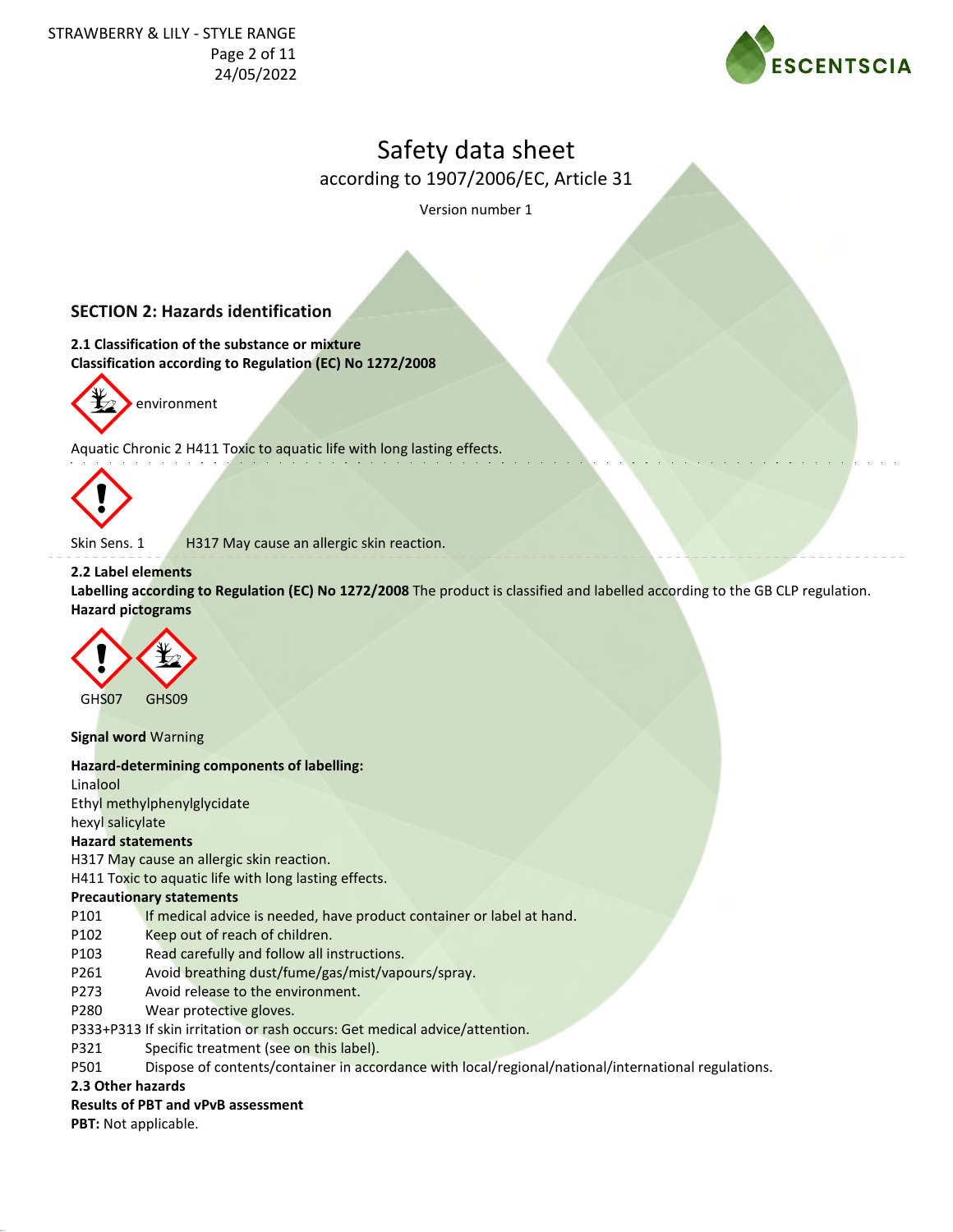# Safety data sheet

according to 1907/2006/EC, Article 31

Version number 1

## SECTION 2: Hazards identification

**2.1 Classification of the substance or mixture**
**Classification according to Regulation (EC) No 1272/2008**

environment

Aquatic Chronic 2 H411 Toxic to aquatic life with long lasting effects.

Skin Sens. 1 H317 May cause an allergic skin reaction.

**2.2 Label elements**
**Labelling according to Regulation (EC) No 1272/2008** The product is classified and labelled according to the GB CLP regulation.
**Hazard pictograms**

GHS07 GHS09

**Signal word** Warning

**Hazard-determining components of labelling:**
Linalool
Ethyl methylphenylglycidate
hexyl salicylate

**Hazard statements**
H317 May cause an allergic skin reaction.
H411 Toxic to aquatic life with long lasting effects.

**Precautionary statements**
P101 If medical advice is needed, have product container or label at hand.
P102 Keep out of reach of children.
P103 Read carefully and follow all instructions.
P261 Avoid breathing dust/fume/gas/mist/vapours/spray.
P273 Avoid release to the environment.
P280 Wear protective gloves.
P333+P313 If skin irritation or rash occurs: Get medical advice/attention.
P321 Specific treatment (see on this label).
P501 Dispose of contents/container in accordance with local/regional/national/international regulations.

**2.3 Other hazards**
**Results of PBT and vPvB assessment**
**PBT:** Not applicable.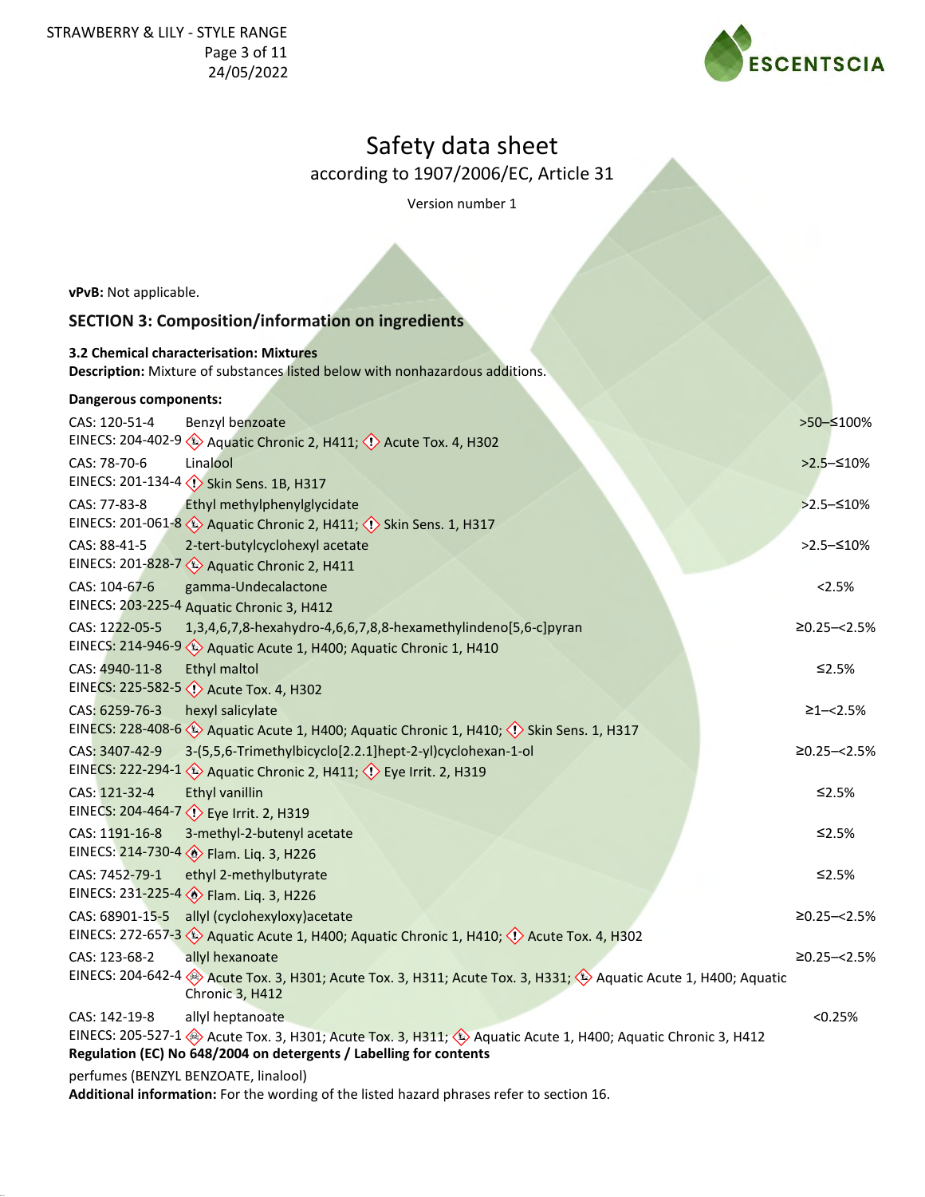# Safety data sheet

according to 1907/2006/EC, Article 31

Version number 1

**vPvB:** Not applicable.

## SECTION 3: Composition/information on ingredients

**3.2 Chemical characterisation: Mixtures**
**Description:** Mixture of substances listed below with nonhazardous additions.

**Dangerous components:**

| Identifiers | Component / Classification | Concentration |
|---|---|---|
| CAS: 120-51-4<br>EINECS: 204-402-9 | Benzyl benzoate<br>Aquatic Chronic 2, H411; Acute Tox. 4, H302 | >50–≤100% |
| CAS: 78-70-6<br>EINECS: 201-134-4 | Linalool<br>Skin Sens. 1B, H317 | >2.5–≤10% |
| CAS: 77-83-8<br>EINECS: 201-061-8 | Ethyl methylphenylglycidate<br>Aquatic Chronic 2, H411; Skin Sens. 1, H317 | >2.5–≤10% |
| CAS: 88-41-5<br>EINECS: 201-828-7 | 2-tert-butylcyclohexyl acetate<br>Aquatic Chronic 2, H411 | >2.5–≤10% |
| CAS: 104-67-6<br>EINECS: 203-225-4 | gamma-Undecalactone<br>Aquatic Chronic 3, H412 | <2.5% |
| CAS: 1222-05-5<br>EINECS: 214-946-9 | 1,3,4,6,7,8-hexahydro-4,6,6,7,8,8-hexamethylindeno[5,6-c]pyran<br>Aquatic Acute 1, H400; Aquatic Chronic 1, H410 | ≥0.25–<2.5% |
| CAS: 4940-11-8<br>EINECS: 225-582-5 | Ethyl maltol<br>Acute Tox. 4, H302 | ≤2.5% |
| CAS: 6259-76-3<br>EINECS: 228-408-6 | hexyl salicylate<br>Aquatic Acute 1, H400; Aquatic Chronic 1, H410; Skin Sens. 1, H317 | ≥1–<2.5% |
| CAS: 3407-42-9<br>EINECS: 222-294-1 | 3-(5,5,6-Trimethylbicyclo[2.2.1]hept-2-yl)cyclohexan-1-ol<br>Aquatic Chronic 2, H411; Eye Irrit. 2, H319 | ≥0.25–<2.5% |
| CAS: 121-32-4<br>EINECS: 204-464-7 | Ethyl vanillin<br>Eye Irrit. 2, H319 | ≤2.5% |
| CAS: 1191-16-8<br>EINECS: 214-730-4 | 3-methyl-2-butenyl acetate<br>Flam. Liq. 3, H226 | ≤2.5% |
| CAS: 7452-79-1<br>EINECS: 231-225-4 | ethyl 2-methylbutyrate<br>Flam. Liq. 3, H226 | ≤2.5% |
| CAS: 68901-15-5<br>EINECS: 272-657-3 | allyl (cyclohexyloxy)acetate<br>Aquatic Acute 1, H400; Aquatic Chronic 1, H410; Acute Tox. 4, H302 | ≥0.25–<2.5% |
| CAS: 123-68-2<br>EINECS: 204-642-4 | allyl hexanoate<br>Acute Tox. 3, H301; Acute Tox. 3, H311; Acute Tox. 3, H331; Aquatic Acute 1, H400; Aquatic Chronic 3, H412 | ≥0.25–<2.5% |
| CAS: 142-19-8<br>EINECS: 205-527-1 | allyl heptanoate<br>Acute Tox. 3, H301; Acute Tox. 3, H311; Aquatic Acute 1, H400; Aquatic Chronic 3, H412 | <0.25% |

**Regulation (EC) No 648/2004 on detergents / Labelling for contents**

perfumes (BENZYL BENZOATE, linalool)

**Additional information:** For the wording of the listed hazard phrases refer to section 16.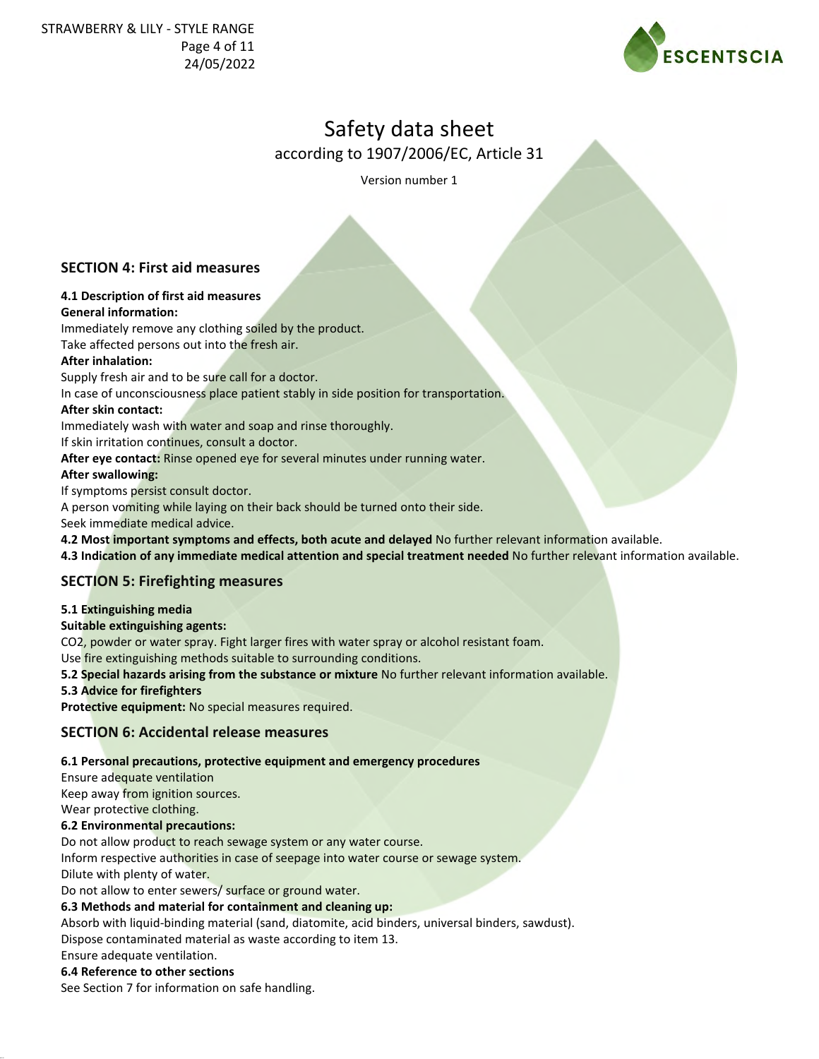# Safety data sheet

according to 1907/2006/EC, Article 31

Version number 1

## SECTION 4: First aid measures

**4.1 Description of first aid measures**

**General information:**

Immediately remove any clothing soiled by the product.

Take affected persons out into the fresh air.

**After inhalation:**

Supply fresh air and to be sure call for a doctor.

In case of unconsciousness place patient stably in side position for transportation.

**After skin contact:**

Immediately wash with water and soap and rinse thoroughly.

If skin irritation continues, consult a doctor.

**After eye contact:** Rinse opened eye for several minutes under running water.

**After swallowing:**

If symptoms persist consult doctor.

A person vomiting while laying on their back should be turned onto their side.

Seek immediate medical advice.

**4.2 Most important symptoms and effects, both acute and delayed** No further relevant information available.

**4.3 Indication of any immediate medical attention and special treatment needed** No further relevant information available.

## SECTION 5: Firefighting measures

**5.1 Extinguishing media**

**Suitable extinguishing agents:**

$CO_2$, powder or water spray. Fight larger fires with water spray or alcohol resistant foam.

Use fire extinguishing methods suitable to surrounding conditions.

**5.2 Special hazards arising from the substance or mixture** No further relevant information available.

**5.3 Advice for firefighters**

**Protective equipment:** No special measures required.

## SECTION 6: Accidental release measures

**6.1 Personal precautions, protective equipment and emergency procedures**

Ensure adequate ventilation

Keep away from ignition sources.

Wear protective clothing.

**6.2 Environmental precautions:**

Do not allow product to reach sewage system or any water course.

Inform respective authorities in case of seepage into water course or sewage system.

Dilute with plenty of water.

Do not allow to enter sewers/ surface or ground water.

**6.3 Methods and material for containment and cleaning up:**

Absorb with liquid-binding material (sand, diatomite, acid binders, universal binders, sawdust).

Dispose contaminated material as waste according to item 13.

Ensure adequate ventilation.

**6.4 Reference to other sections**

See Section 7 for information on safe handling.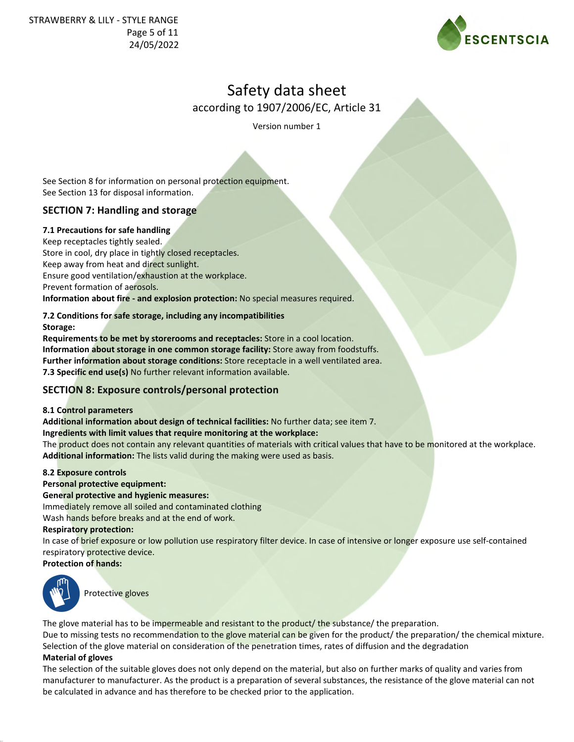See Section 8 for information on personal protection equipment.
See Section 13 for disposal information.

## SECTION 7: Handling and storage

**7.1 Precautions for safe handling**

Keep receptacles tightly sealed.
Store in cool, dry place in tightly closed receptacles.
Keep away from heat and direct sunlight.
Ensure good ventilation/exhaustion at the workplace.
Prevent formation of aerosols.
**Information about fire - and explosion protection:** No special measures required.

**7.2 Conditions for safe storage, including any incompatibilities**

**Storage:**
**Requirements to be met by storerooms and receptacles:** Store in a cool location.
**Information about storage in one common storage facility:** Store away from foodstuffs.
**Further information about storage conditions:** Store receptacle in a well ventilated area.
**7.3 Specific end use(s)** No further relevant information available.

## SECTION 8: Exposure controls/personal protection

**8.1 Control parameters**

**Additional information about design of technical facilities:** No further data; see item 7.
**Ingredients with limit values that require monitoring at the workplace:**
The product does not contain any relevant quantities of materials with critical values that have to be monitored at the workplace.
**Additional information:** The lists valid during the making were used as basis.

**8.2 Exposure controls**

**Personal protective equipment:**
**General protective and hygienic measures:**
Immediately remove all soiled and contaminated clothing
Wash hands before breaks and at the end of work.
**Respiratory protection:**
In case of brief exposure or low pollution use respiratory filter device. In case of intensive or longer exposure use self-contained respiratory protective device.
**Protection of hands:**

Protective gloves

The glove material has to be impermeable and resistant to the product/ the substance/ the preparation.
Due to missing tests no recommendation to the glove material can be given for the product/ the preparation/ the chemical mixture.
Selection of the glove material on consideration of the penetration times, rates of diffusion and the degradation
**Material of gloves**
The selection of the suitable gloves does not only depend on the material, but also on further marks of quality and varies from manufacturer to manufacturer. As the product is a preparation of several substances, the resistance of the glove material can not be calculated in advance and has therefore to be checked prior to the application.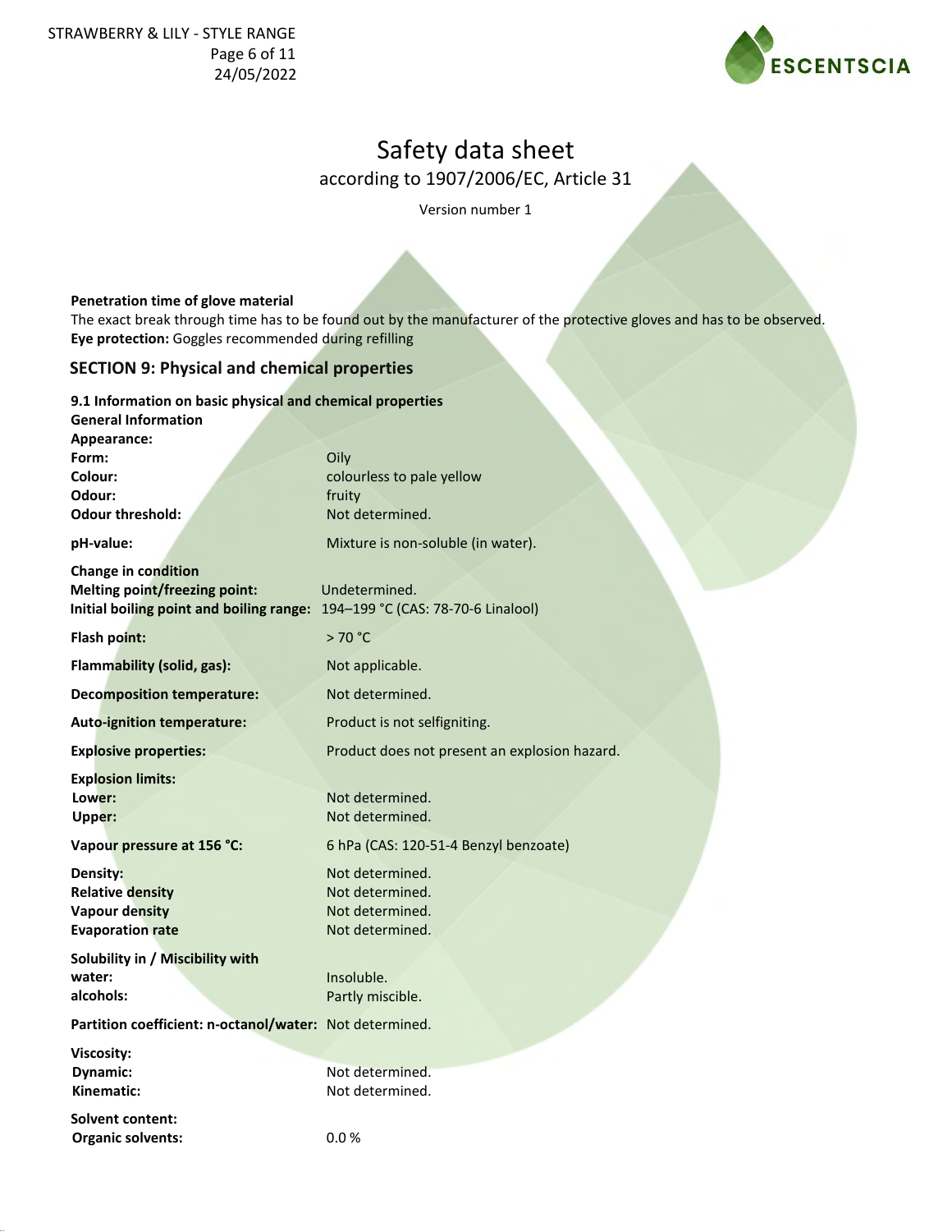# Safety data sheet

according to 1907/2006/EC, Article 31

Version number 1

**Penetration time of glove material**

The exact break through time has to be found out by the manufacturer of the protective gloves and has to be observed.

**Eye protection:** Goggles recommended during refilling

## SECTION 9: Physical and chemical properties

**9.1 Information on basic physical and chemical properties**

**General Information**

| | |
|---|---|
| **Appearance:** | |
| **Form:** | Oily |
| **Colour:** | colourless to pale yellow |
| **Odour:** | fruity |
| **Odour threshold:** | Not determined. |
| **pH-value:** | Mixture is non-soluble (in water). |
| **Change in condition** | |
| **Melting point/freezing point:** | Undetermined. |
| **Initial boiling point and boiling range:** | 194–199 °C (CAS: 78-70-6 Linalool) |
| **Flash point:** | > 70 °C |
| **Flammability (solid, gas):** | Not applicable. |
| **Decomposition temperature:** | Not determined. |
| **Auto-ignition temperature:** | Product is not selfigniting. |
| **Explosive properties:** | Product does not present an explosion hazard. |
| **Explosion limits:** | |
| **Lower:** | Not determined. |
| **Upper:** | Not determined. |
| **Vapour pressure at 156 °C:** | 6 hPa (CAS: 120-51-4 Benzyl benzoate) |
| **Density:** | Not determined. |
| **Relative density** | Not determined. |
| **Vapour density** | Not determined. |
| **Evaporation rate** | Not determined. |
| **Solubility in / Miscibility with** | |
| **water:** | Insoluble. |
| **alcohols:** | Partly miscible. |
| **Partition coefficient: n-octanol/water:** | Not determined. |
| **Viscosity:** | |
| **Dynamic:** | Not determined. |
| **Kinematic:** | Not determined. |
| **Solvent content:** | |
| **Organic solvents:** | 0.0 % |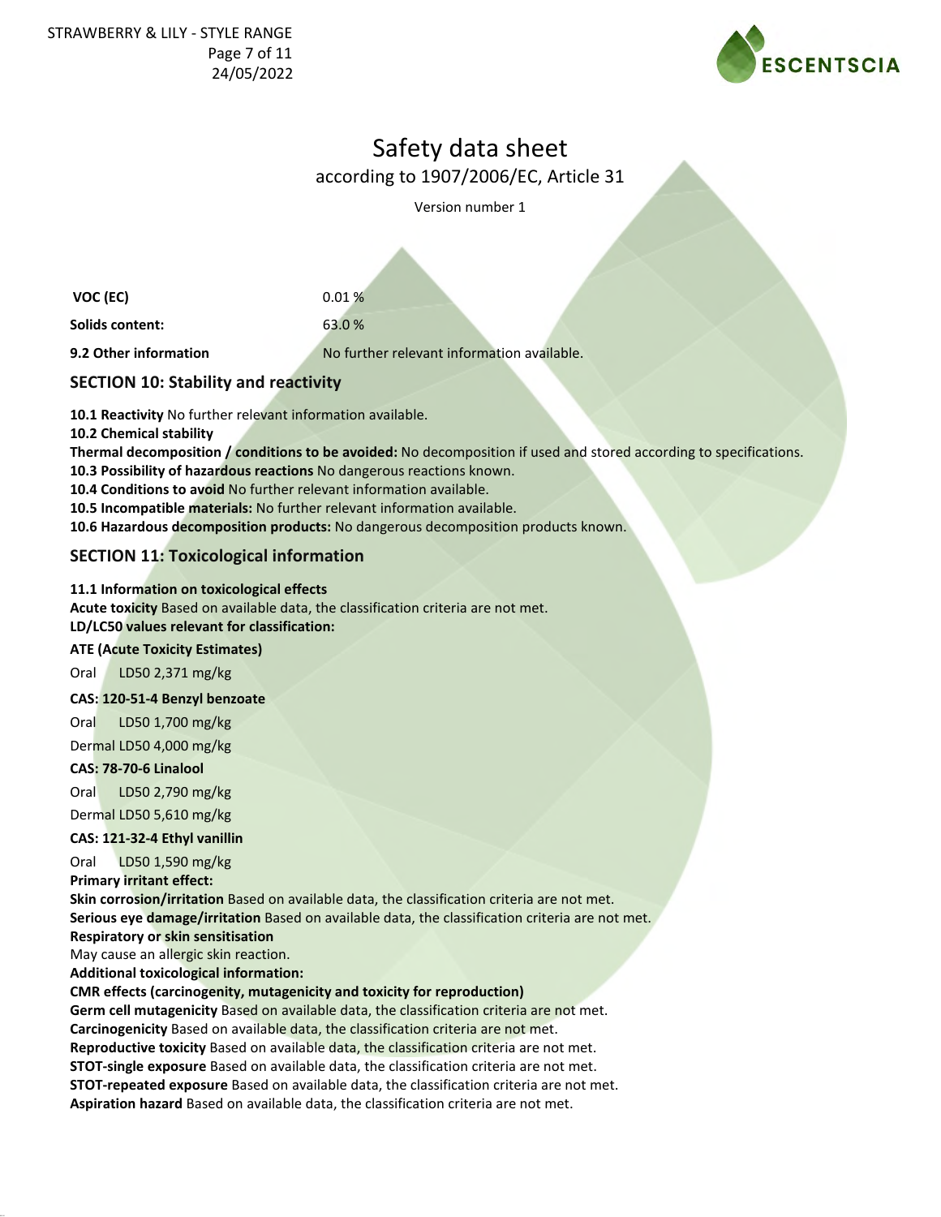| | |
|---|---|
| **VOC (EC)** | 0.01 % |
| **Solids content:** | 63.0 % |
| **9.2 Other information** | No further relevant information available. |

## SECTION 10: Stability and reactivity

**10.1 Reactivity** No further relevant information available.
**10.2 Chemical stability**
**Thermal decomposition / conditions to be avoided:** No decomposition if used and stored according to specifications.
**10.3 Possibility of hazardous reactions** No dangerous reactions known.
**10.4 Conditions to avoid** No further relevant information available.
**10.5 Incompatible materials:** No further relevant information available.
**10.6 Hazardous decomposition products:** No dangerous decomposition products known.

## SECTION 11: Toxicological information

**11.1 Information on toxicological effects**
**Acute toxicity** Based on available data, the classification criteria are not met.
**LD/LC50 values relevant for classification:**

**ATE (Acute Toxicity Estimates)**

Oral LD50 2,371 mg/kg

**CAS: 120-51-4 Benzyl benzoate**

Oral LD50 1,700 mg/kg

Dermal LD50 4,000 mg/kg

**CAS: 78-70-6 Linalool**

Oral LD50 2,790 mg/kg

Dermal LD50 5,610 mg/kg

**CAS: 121-32-4 Ethyl vanillin**

Oral LD50 1,590 mg/kg

**Primary irritant effect:**
**Skin corrosion/irritation** Based on available data, the classification criteria are not met.
**Serious eye damage/irritation** Based on available data, the classification criteria are not met.
**Respiratory or skin sensitisation**
May cause an allergic skin reaction.
**Additional toxicological information:**
**CMR effects (carcinogenity, mutagenicity and toxicity for reproduction)**
**Germ cell mutagenicity** Based on available data, the classification criteria are not met.
**Carcinogenicity** Based on available data, the classification criteria are not met.
**Reproductive toxicity** Based on available data, the classification criteria are not met.
**STOT-single exposure** Based on available data, the classification criteria are not met.
**STOT-repeated exposure** Based on available data, the classification criteria are not met.
**Aspiration hazard** Based on available data, the classification criteria are not met.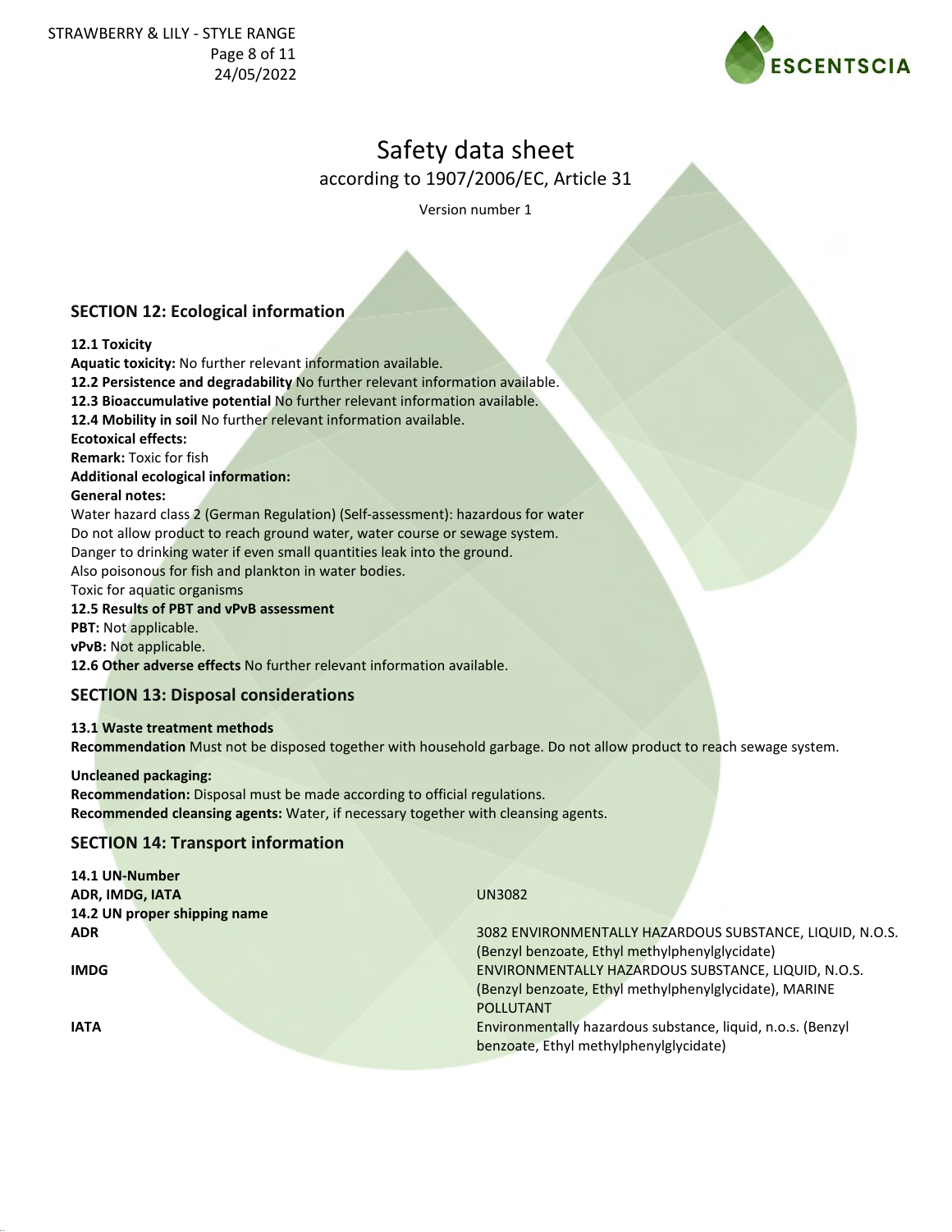# Safety data sheet

according to 1907/2006/EC, Article 31

Version number 1

## SECTION 12: Ecological information

**12.1 Toxicity**

**Aquatic toxicity:** No further relevant information available.

**12.2 Persistence and degradability** No further relevant information available.

**12.3 Bioaccumulative potential** No further relevant information available.

**12.4 Mobility in soil** No further relevant information available.

**Ecotoxical effects:**

**Remark:** Toxic for fish

**Additional ecological information:**

**General notes:**

Water hazard class 2 (German Regulation) (Self-assessment): hazardous for water
Do not allow product to reach ground water, water course or sewage system.
Danger to drinking water if even small quantities leak into the ground.
Also poisonous for fish and plankton in water bodies.
Toxic for aquatic organisms

**12.5 Results of PBT and vPvB assessment**

**PBT:** Not applicable.

**vPvB:** Not applicable.

**12.6 Other adverse effects** No further relevant information available.

## SECTION 13: Disposal considerations

**13.1 Waste treatment methods**

**Recommendation** Must not be disposed together with household garbage. Do not allow product to reach sewage system.

**Uncleaned packaging:**

**Recommendation:** Disposal must be made according to official regulations.

**Recommended cleansing agents:** Water, if necessary together with cleansing agents.

## SECTION 14: Transport information

| | |
|---|---|
| **14.1 UN-Number** | |
| **ADR, IMDG, IATA** | UN3082 |
| **14.2 UN proper shipping name** | |
| **ADR** | 3082 ENVIRONMENTALLY HAZARDOUS SUBSTANCE, LIQUID, N.O.S. (Benzyl benzoate, Ethyl methylphenylglycidate) |
| **IMDG** | ENVIRONMENTALLY HAZARDOUS SUBSTANCE, LIQUID, N.O.S. (Benzyl benzoate, Ethyl methylphenylglycidate), MARINE POLLUTANT |
| **IATA** | Environmentally hazardous substance, liquid, n.o.s. (Benzyl benzoate, Ethyl methylphenylglycidate) |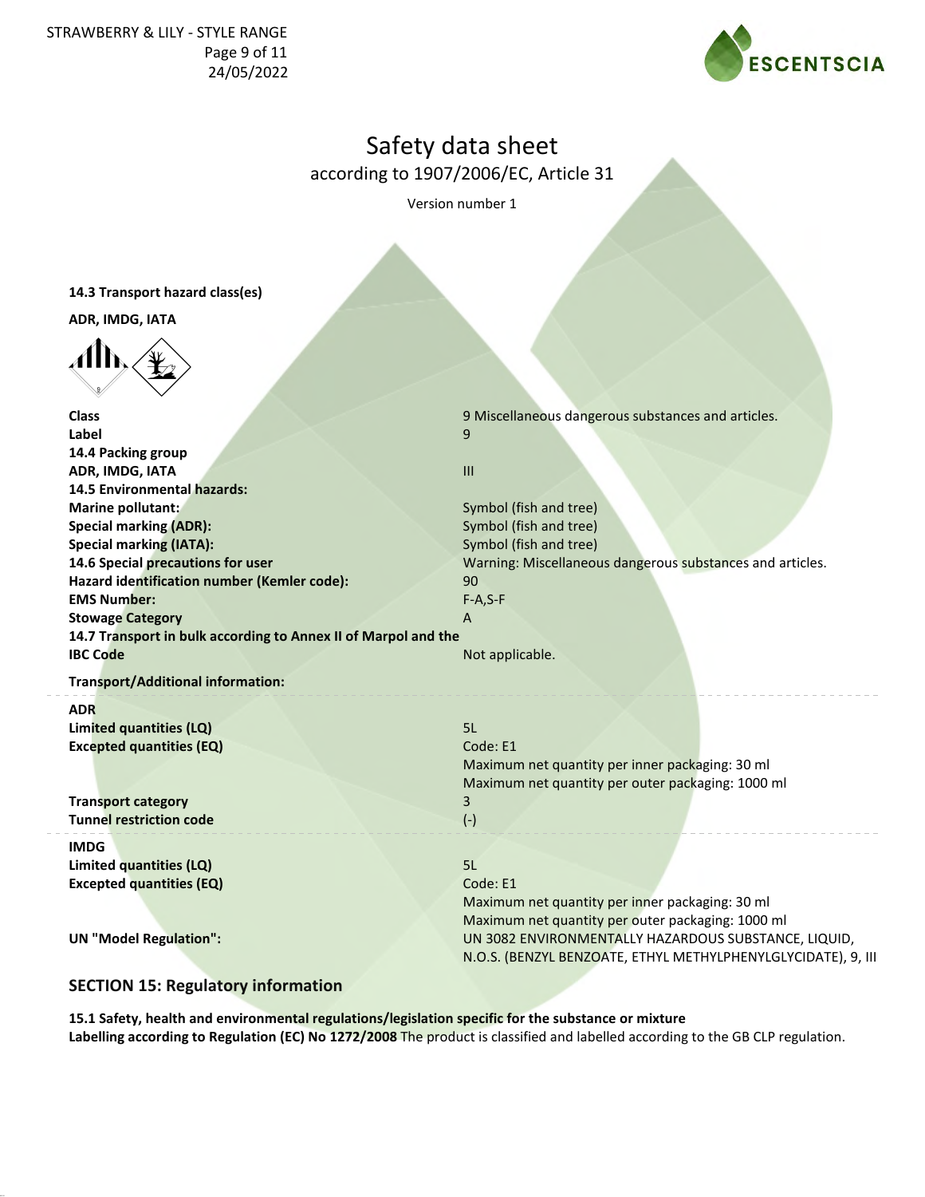# Safety data sheet

according to 1907/2006/EC, Article 31

Version number 1

**14.3 Transport hazard class(es)**

**ADR, IMDG, IATA**

| | |
|---|---|
| **Class** | 9 Miscellaneous dangerous substances and articles. |
| **Label** | 9 |
| **14.4 Packing group** | |
| **ADR, IMDG, IATA** | III |
| **14.5 Environmental hazards:** | |
| **Marine pollutant:** | Symbol (fish and tree) |
| **Special marking (ADR):** | Symbol (fish and tree) |
| **Special marking (IATA):** | Symbol (fish and tree) |
| **14.6 Special precautions for user** | Warning: Miscellaneous dangerous substances and articles. |
| **Hazard identification number (Kemler code):** | 90 |
| **EMS Number:** | F-A,S-F |
| **Stowage Category** | A |
| **14.7 Transport in bulk according to Annex II of Marpol and the IBC Code** | Not applicable. |

**Transport/Additional information:**

| | |
|---|---|
| **ADR** | |
| **Limited quantities (LQ)** | 5L |
| **Excepted quantities (EQ)** | Code: E1<br>Maximum net quantity per inner packaging: 30 ml<br>Maximum net quantity per outer packaging: 1000 ml |
| **Transport category** | 3 |
| **Tunnel restriction code** | (-) |

| | |
|---|---|
| **IMDG** | |
| **Limited quantities (LQ)** | 5L |
| **Excepted quantities (EQ)** | Code: E1<br>Maximum net quantity per inner packaging: 30 ml<br>Maximum net quantity per outer packaging: 1000 ml |
| **UN "Model Regulation":** | UN 3082 ENVIRONMENTALLY HAZARDOUS SUBSTANCE, LIQUID, N.O.S. (BENZYL BENZOATE, ETHYL METHYLPHENYLGLYCIDATE), 9, III |

## SECTION 15: Regulatory information

**15.1 Safety, health and environmental regulations/legislation specific for the substance or mixture**

**Labelling according to Regulation (EC) No 1272/2008** The product is classified and labelled according to the GB CLP regulation.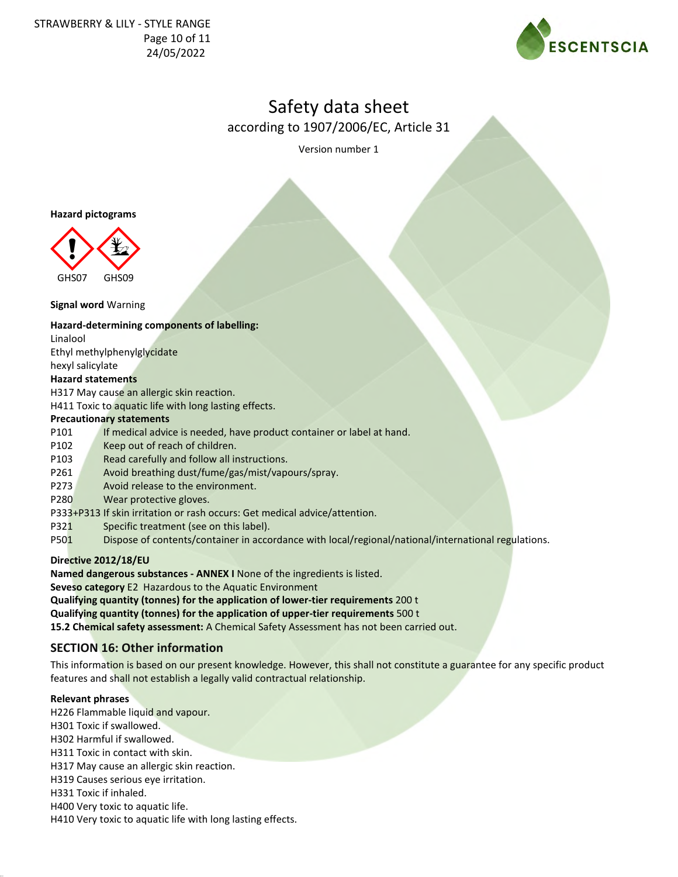# Safety data sheet

according to 1907/2006/EC, Article 31

Version number 1

**Hazard pictograms**

GHS07 GHS09

**Signal word** Warning

**Hazard-determining components of labelling:**

Linalool

Ethyl methylphenylglycidate

hexyl salicylate

**Hazard statements**

H317 May cause an allergic skin reaction.

H411 Toxic to aquatic life with long lasting effects.

**Precautionary statements**

P101 If medical advice is needed, have product container or label at hand.

P102 Keep out of reach of children.

P103 Read carefully and follow all instructions.

P261 Avoid breathing dust/fume/gas/mist/vapours/spray.

P273 Avoid release to the environment.

P280 Wear protective gloves.

P333+P313 If skin irritation or rash occurs: Get medical advice/attention.

P321 Specific treatment (see on this label).

P501 Dispose of contents/container in accordance with local/regional/national/international regulations.

**Directive 2012/18/EU**

**Named dangerous substances - ANNEX I** None of the ingredients is listed.

**Seveso category** E2 Hazardous to the Aquatic Environment

**Qualifying quantity (tonnes) for the application of lower-tier requirements** 200 t

**Qualifying quantity (tonnes) for the application of upper-tier requirements** 500 t

**15.2 Chemical safety assessment:** A Chemical Safety Assessment has not been carried out.

## SECTION 16: Other information

This information is based on our present knowledge. However, this shall not constitute a guarantee for any specific product features and shall not establish a legally valid contractual relationship.

**Relevant phrases**

H226 Flammable liquid and vapour.

H301 Toxic if swallowed.

H302 Harmful if swallowed.

H311 Toxic in contact with skin.

H317 May cause an allergic skin reaction.

H319 Causes serious eye irritation.

H331 Toxic if inhaled.

H400 Very toxic to aquatic life.

H410 Very toxic to aquatic life with long lasting effects.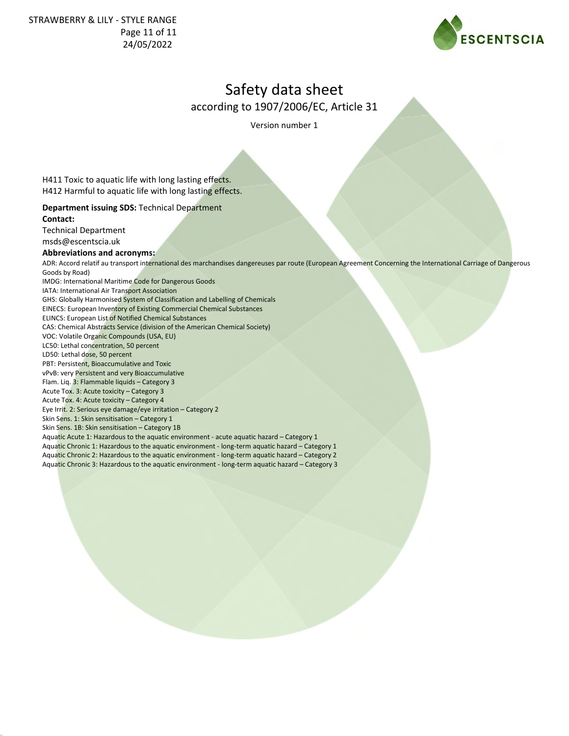# Safety data sheet

according to 1907/2006/EC, Article 31

Version number 1

H411 Toxic to aquatic life with long lasting effects.
H412 Harmful to aquatic life with long lasting effects.

**Department issuing SDS:** Technical Department

**Contact:**

Technical Department

msds@escentscia.uk

**Abbreviations and acronyms:**

ADR: Accord relatif au transport international des marchandises dangereuses par route (European Agreement Concerning the International Carriage of Dangerous Goods by Road)
IMDG: International Maritime Code for Dangerous Goods
IATA: International Air Transport Association
GHS: Globally Harmonised System of Classification and Labelling of Chemicals
EINECS: European Inventory of Existing Commercial Chemical Substances
ELINCS: European List of Notified Chemical Substances
CAS: Chemical Abstracts Service (division of the American Chemical Society)
VOC: Volatile Organic Compounds (USA, EU)
LC50: Lethal concentration, 50 percent
LD50: Lethal dose, 50 percent
PBT: Persistent, Bioaccumulative and Toxic
vPvB: very Persistent and very Bioaccumulative
Flam. Liq. 3: Flammable liquids – Category 3
Acute Tox. 3: Acute toxicity – Category 3
Acute Tox. 4: Acute toxicity – Category 4
Eye Irrit. 2: Serious eye damage/eye irritation – Category 2
Skin Sens. 1: Skin sensitisation – Category 1
Skin Sens. 1B: Skin sensitisation – Category 1B
Aquatic Acute 1: Hazardous to the aquatic environment - acute aquatic hazard – Category 1
Aquatic Chronic 1: Hazardous to the aquatic environment - long-term aquatic hazard – Category 1
Aquatic Chronic 2: Hazardous to the aquatic environment - long-term aquatic hazard – Category 2
Aquatic Chronic 3: Hazardous to the aquatic environment - long-term aquatic hazard – Category 3